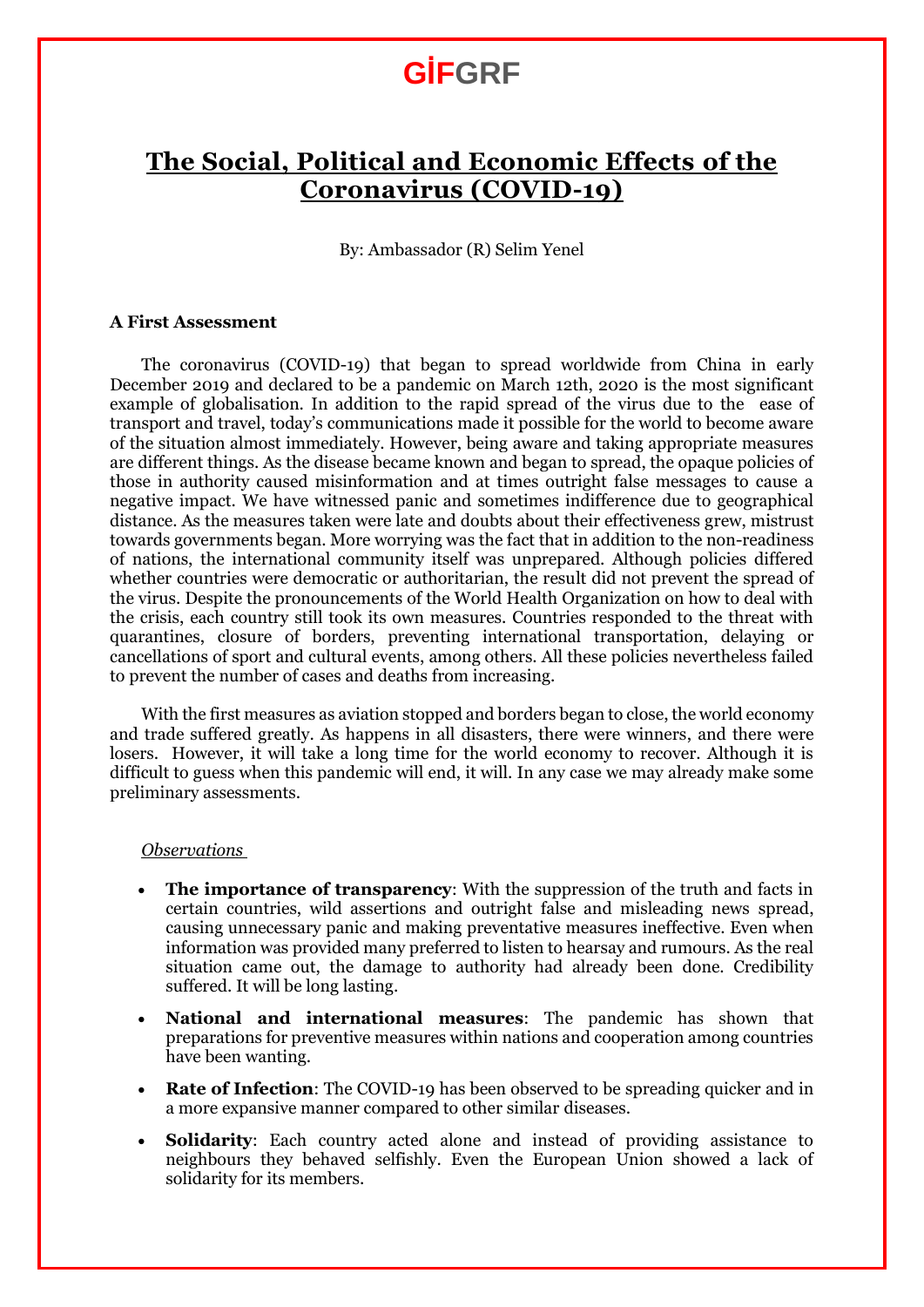GİFGRF

# The Social, Political and Economic Effects of the Coronavirus (COVID-19)

By: Ambassador (R) Selim Yenel

**A First Assessment**

The coronavirus (COVID-19) that began to spread worldwide from China in early December 2019 and declared to be a pandemic on March 12th, 2020 is the most significant example of globalisation. In addition to the rapid spread of the virus due to the ease of transport and travel, today's communications made it possible for the world to become aware of the situation almost immediately. However, being aware and taking appropriate measures are different things. As the disease became known and began to spread, the opaque policies of those in authority caused misinformation and at times outright false messages to cause a negative impact. We have witnessed panic and sometimes indifference due to geographical distance. As the measures taken were late and doubts about their effectiveness grew, mistrust towards governments began. More worrying was the fact that in addition to the non-readiness of nations, the international community itself was unprepared. Although policies differed whether countries were democratic or authoritarian, the result did not prevent the spread of the virus. Despite the pronouncements of the World Health Organization on how to deal with the crisis, each country still took its own measures. Countries responded to the threat with quarantines, closure of borders, preventing international transportation, delaying or cancellations of sport and cultural events, among others. All these policies nevertheless failed to prevent the number of cases and deaths from increasing.

With the first measures as aviation stopped and borders began to close, the world economy and trade suffered greatly. As happens in all disasters, there were winners, and there were losers. However, it will take a long time for the world economy to recover. Although it is difficult to guess when this pandemic will end, it will. In any case we may already make some preliminary assessments.

*Observations*

- **The importance of transparency**: With the suppression of the truth and facts in certain countries, wild assertions and outright false and misleading news spread, causing unnecessary panic and making preventative measures ineffective. Even when information was provided many preferred to listen to hearsay and rumours. As the real situation came out, the damage to authority had already been done. Credibility suffered. It will be long lasting.
- **National and international measures**: The pandemic has shown that preparations for preventive measures within nations and cooperation among countries have been wanting.
- **Rate of Infection**: The COVID-19 has been observed to be spreading quicker and in a more expansive manner compared to other similar diseases.
- **Solidarity**: Each country acted alone and instead of providing assistance to neighbours they behaved selfishly. Even the European Union showed a lack of solidarity for its members.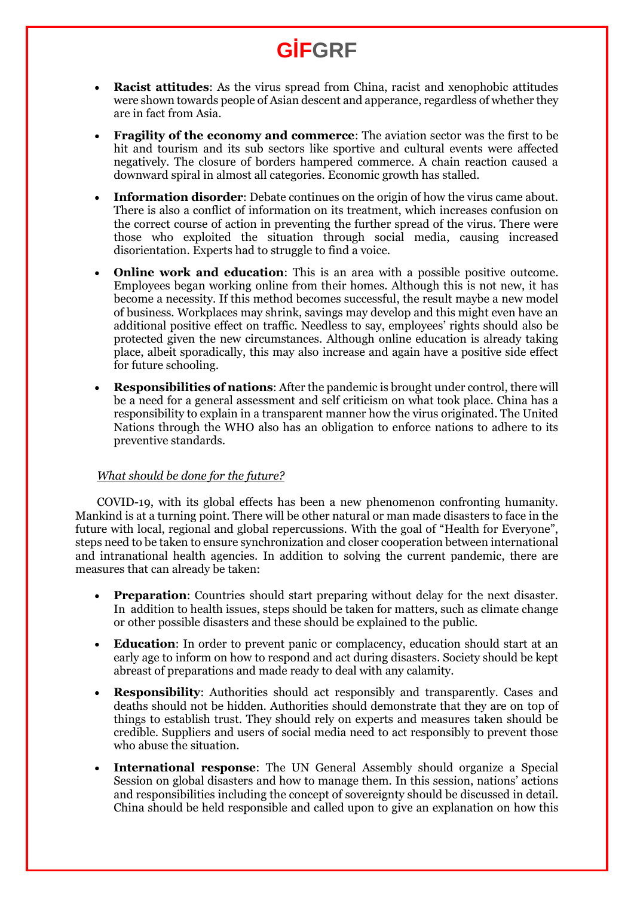- **Racist attitudes**: As the virus spread from China, racist and xenophobic attitudes were shown towards people of Asian descent and apperance, regardless of whether they are in fact from Asia.

- **Fragility of the economy and commerce**: The aviation sector was the first to be hit and tourism and its sub sectors like sportive and cultural events were affected negatively. The closure of borders hampered commerce. A chain reaction caused a downward spiral in almost all categories. Economic growth has stalled.

- **Information disorder**: Debate continues on the origin of how the virus came about. There is also a conflict of information on its treatment, which increases confusion on the correct course of action in preventing the further spread of the virus. There were those who exploited the situation through social media, causing increased disorientation. Experts had to struggle to find a voice.

- **Online work and education**: This is an area with a possible positive outcome. Employees began working online from their homes. Although this is not new, it has become a necessity. If this method becomes successful, the result maybe a new model of business. Workplaces may shrink, savings may develop and this might even have an additional positive effect on traffic. Needless to say, employees' rights should also be protected given the new circumstances. Although online education is already taking place, albeit sporadically, this may also increase and again have a positive side effect for future schooling.

- **Responsibilities of nations**: After the pandemic is brought under control, there will be a need for a general assessment and self criticism on what took place. China has a responsibility to explain in a transparent manner how the virus originated. The United Nations through the WHO also has an obligation to enforce nations to adhere to its preventive standards.

*What should be done for the future?*

COVID-19, with its global effects has been a new phenomenon confronting humanity. Mankind is at a turning point. There will be other natural or man made disasters to face in the future with local, regional and global repercussions. With the goal of "Health for Everyone", steps need to be taken to ensure synchronization and closer cooperation between international and intranational health agencies. In addition to solving the current pandemic, there are measures that can already be taken:

- **Preparation**: Countries should start preparing without delay for the next disaster. In addition to health issues, steps should be taken for matters, such as climate change or other possible disasters and these should be explained to the public.

- **Education**: In order to prevent panic or complacency, education should start at an early age to inform on how to respond and act during disasters. Society should be kept abreast of preparations and made ready to deal with any calamity.

- **Responsibility**: Authorities should act responsibly and transparently. Cases and deaths should not be hidden. Authorities should demonstrate that they are on top of things to establish trust. They should rely on experts and measures taken should be credible. Suppliers and users of social media need to act responsibly to prevent those who abuse the situation.

- **International response**: The UN General Assembly should organize a Special Session on global disasters and how to manage them. In this session, nations' actions and responsibilities including the concept of sovereignty should be discussed in detail. China should be held responsible and called upon to give an explanation on how this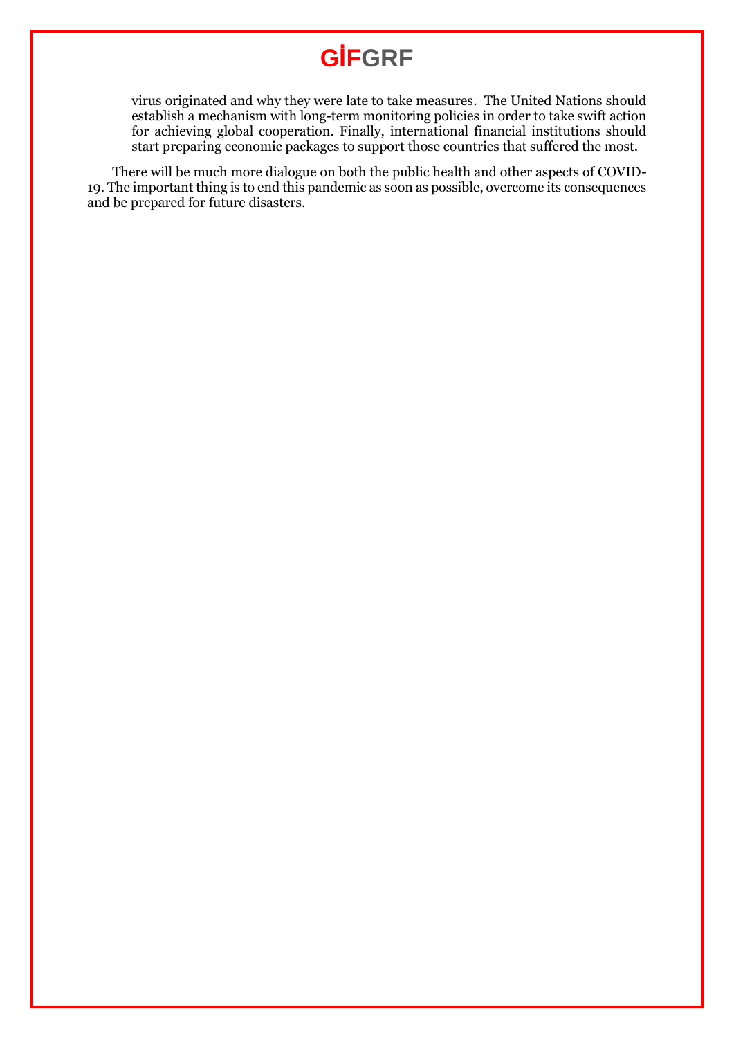> virus originated and why they were late to take measures. The United Nations should establish a mechanism with long-term monitoring policies in order to take swift action for achieving global cooperation. Finally, international financial institutions should start preparing economic packages to support those countries that suffered the most.

There will be much more dialogue on both the public health and other aspects of COVID-19. The important thing is to end this pandemic as soon as possible, overcome its consequences and be prepared for future disasters.